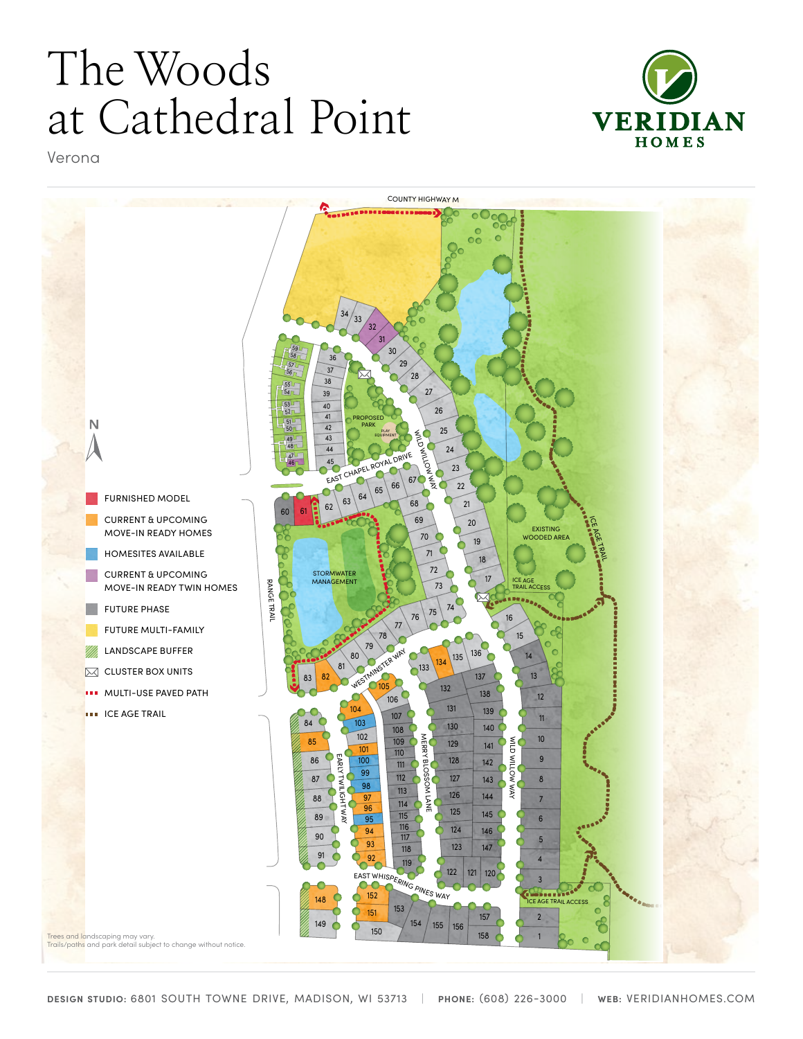# The Woods at Cathedral Point

Verona

VERIDIAN HOMES

COUNTY HIGHWAY M

PROPOSED PARK

PLAY EQUIPMENT

EAST CHAPEL ROYAL DRIVE

WILD WILLOW WAY

STORMWATER MANAGEMENT

EXISTING WOODED AREA

ICE AGE TRAIL

ICE AGE TRAIL ACCESS

RANGE TRAIL

WESTMINSTER WAY

EARLY TWILIGHT WAY

MERRY BLOSSOM LANE

EAST WHISPERING PINES WAY

N

- FURNISHED MODEL
- CURRENT & UPCOMING MOVE-IN READY HOMES
- HOMESITES AVAILABLE
- CURRENT & UPCOMING MOVE-IN READY TWIN HOMES
- FUTURE PHASE
- FUTURE MULTI-FAMILY
- LANDSCAPE BUFFER
- CLUSTER BOX UNITS
- MULTI-USE PAVED PATH
- ICE AGE TRAIL

Trees and landscaping may vary.
Trails/paths and park detail subject to change without notice.

**DESIGN STUDIO:** 6801 SOUTH TOWNE DRIVE, MADISON, WI 53713 | **PHONE:** (608) 226-3000 | **WEB:** VERIDIANHOMES.COM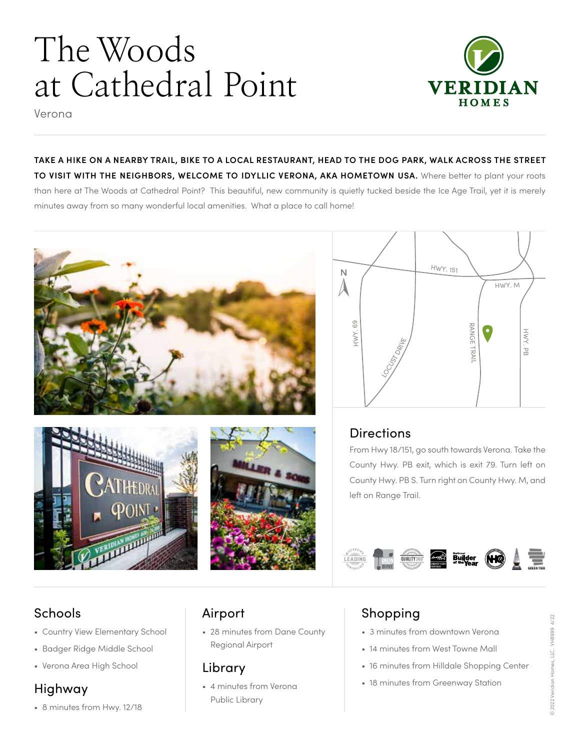# The Woods at Cathedral Point

Verona

**TAKE A HIKE ON A NEARBY TRAIL, BIKE TO A LOCAL RESTAURANT, HEAD TO THE DOG PARK, WALK ACROSS THE STREET TO VISIT WITH THE NEIGHBORS, WELCOME TO IDYLLIC VERONA, AKA HOMETOWN USA.** Where better to plant your roots than here at The Woods at Cathedral Point? This beautiful, new community is quietly tucked beside the Ice Age Trail, yet it is merely minutes away from so many wonderful local amenities. What a place to call home!

N
HWY. 151
HWY. M
HWY. 69
LOCUST DRIVE
RANGE TRAIL
HWY. PB

## Directions

From Hwy 18/151, go south towards Verona. Take the County Hwy. PB exit, which is exit 79. Turn left on County Hwy. PB S. Turn right on County Hwy. M, and left on Range Trail.

## Schools

- Country View Elementary School
- Badger Ridge Middle School
- Verona Area High School

## Highway

- 8 minutes from Hwy. 12/18

## Airport

- 28 minutes from Dane County Regional Airport

## Library

- 4 minutes from Verona Public Library

## Shopping

- 3 minutes from downtown Verona
- 14 minutes from West Towne Mall
- 16 minutes from Hilldale Shopping Center
- 18 minutes from Greenway Station

© 2022 Veridian Homes, LLC. VH8999 4/22